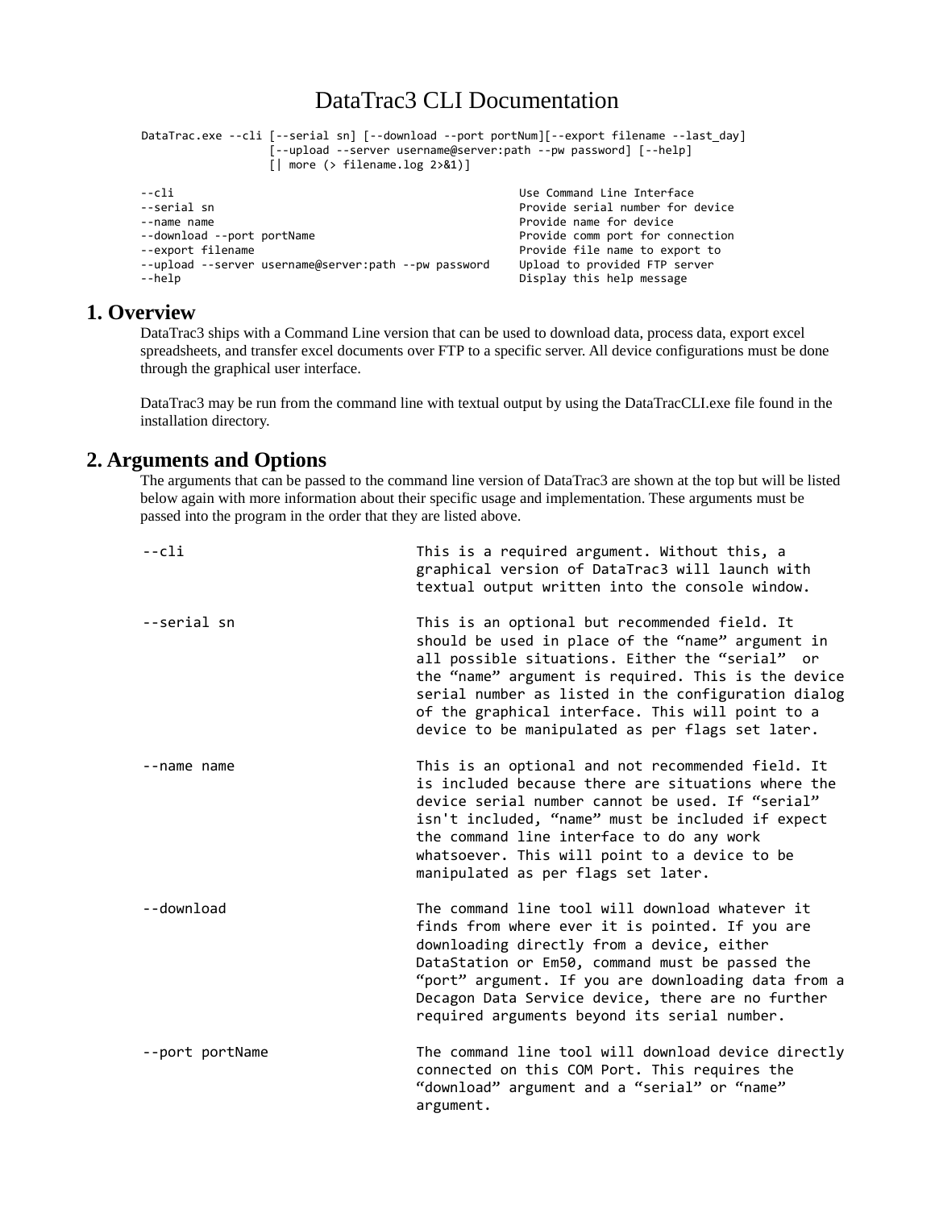# DataTrac3 CLI Documentation

```
DataTrac.exe --cli [--serial sn] [--download --port portNum][--export filename --last_day]
                   [--upload --server username@server:path --pw password] [--help]
                   [| more (> filename.log 2>&1)]

--cli                                                 Use Command Line Interface
--serial sn                                           Provide serial number for device
--name name                                           Provide name for device
--download --port portName                            Provide comm port for connection
--export filename                                     Provide file name to export to
--upload --server username@server:path --pw password  Upload to provided FTP server
--help                                                Display this help message
```

## 1. Overview

DataTrac3 ships with a Command Line version that can be used to download data, process data, export excel spreadsheets, and transfer excel documents over FTP to a specific server. All device configurations must be done through the graphical user interface.

DataTrac3 may be run from the command line with textual output by using the DataTracCLI.exe file found in the installation directory.

## 2. Arguments and Options

The arguments that can be passed to the command line version of DataTrac3 are shown at the top but will be listed below again with more information about their specific usage and implementation. These arguments must be passed into the program in the order that they are listed above.

```
--cli                         This is a required argument. Without this, a
                              graphical version of DataTrac3 will launch with
                              textual output written into the console window.

--serial sn                   This is an optional but recommended field. It
                              should be used in place of the “name” argument in
                              all possible situations. Either the “serial”  or
                              the “name” argument is required. This is the device
                              serial number as listed in the configuration dialog
                              of the graphical interface. This will point to a
                              device to be manipulated as per flags set later.

--name name                   This is an optional and not recommended field. It
                              is included because there are situations where the
                              device serial number cannot be used. If “serial”
                              isn't included, “name” must be included if expect
                              the command line interface to do any work
                              whatsoever. This will point to a device to be
                              manipulated as per flags set later.

--download                    The command line tool will download whatever it
                              finds from where ever it is pointed. If you are
                              downloading directly from a device, either
                              DataStation or Em50, command must be passed the
                              “port” argument. If you are downloading data from a
                              Decagon Data Service device, there are no further
                              required arguments beyond its serial number.

--port portName               The command line tool will download device directly
                              connected on this COM Port. This requires the
                              “download” argument and a “serial” or “name”
                              argument.
```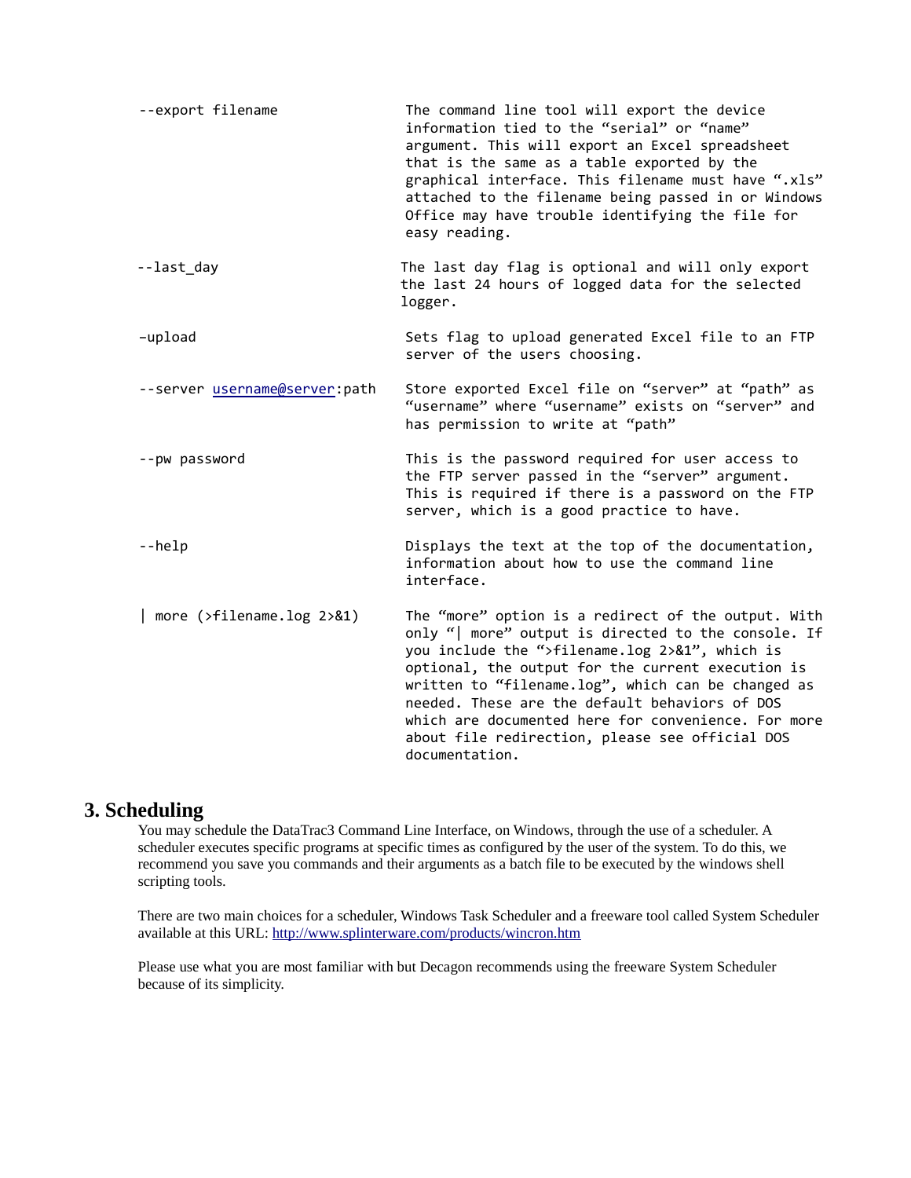| | |
|---|---|
| --export filename | The command line tool will export the device information tied to the “serial” or “name” argument. This will export an Excel spreadsheet that is the same as a table exported by the graphical interface. This filename must have “.xls” attached to the filename being passed in or Windows Office may have trouble identifying the file for easy reading. |
| --last_day | The last day flag is optional and will only export the last 24 hours of logged data for the selected logger. |
| –upload | Sets flag to upload generated Excel file to an FTP server of the users choosing. |
| --server username@server:path | Store exported Excel file on “server” at “path” as “username” where “username” exists on “server” and has permission to write at “path” |
| --pw password | This is the password required for user access to the FTP server passed in the “server” argument. This is required if there is a password on the FTP server, which is a good practice to have. |
| --help | Displays the text at the top of the documentation, information about how to use the command line interface. |
| \| more (>filename.log 2>&1) | The “more” option is a redirect of the output. With only “\| more” output is directed to the console. If you include the “>filename.log 2>&1”, which is optional, the output for the current execution is written to “filename.log”, which can be changed as needed. These are the default behaviors of DOS which are documented here for convenience. For more about file redirection, please see official DOS documentation. |

# 3. Scheduling

You may schedule the DataTrac3 Command Line Interface, on Windows, through the use of a scheduler. A scheduler executes specific programs at specific times as configured by the user of the system. To do this, we recommend you save you commands and their arguments as a batch file to be executed by the windows shell scripting tools.

There are two main choices for a scheduler, Windows Task Scheduler and a freeware tool called System Scheduler available at this URL: http://www.splinterware.com/products/wincron.htm

Please use what you are most familiar with but Decagon recommends using the freeware System Scheduler because of its simplicity.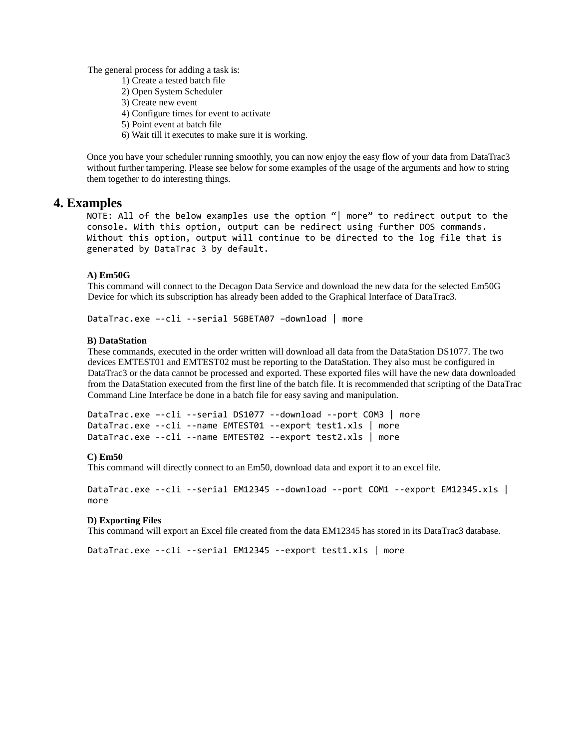The general process for adding a task is:

1) Create a tested batch file
2) Open System Scheduler
3) Create new event
4) Configure times for event to activate
5) Point event at batch file
6) Wait till it executes to make sure it is working.

Once you have your scheduler running smoothly, you can now enjoy the easy flow of your data from DataTrac3 without further tampering. Please see below for some examples of the usage of the arguments and how to string them together to do interesting things.

## 4. Examples

NOTE: All of the below examples use the option "| more" to redirect output to the console. With this option, output can be redirect using further DOS commands. Without this option, output will continue to be directed to the log file that is generated by DataTrac 3 by default.

**A) Em50G**

This command will connect to the Decagon Data Service and download the new data for the selected Em50G Device for which its subscription has already been added to the Graphical Interface of DataTrac3.

```
DataTrac.exe –-cli --serial 5GBETA07 –download | more
```

**B) DataStation**

These commands, executed in the order written will download all data from the DataStation DS1077. The two devices EMTEST01 and EMTEST02 must be reporting to the DataStation. They also must be configured in DataTrac3 or the data cannot be processed and exported. These exported files will have the new data downloaded from the DataStation executed from the first line of the batch file. It is recommended that scripting of the DataTrac Command Line Interface be done in a batch file for easy saving and manipulation.

```
DataTrac.exe –-cli --serial DS1077 --download --port COM3 | more
DataTrac.exe --cli --name EMTEST01 --export test1.xls | more
DataTrac.exe --cli --name EMTEST02 --export test2.xls | more
```

**C) Em50**

This command will directly connect to an Em50, download data and export it to an excel file.

```
DataTrac.exe --cli --serial EM12345 --download --port COM1 --export EM12345.xls |
more
```

**D) Exporting Files**

This command will export an Excel file created from the data EM12345 has stored in its DataTrac3 database.

```
DataTrac.exe --cli --serial EM12345 --export test1.xls | more
```